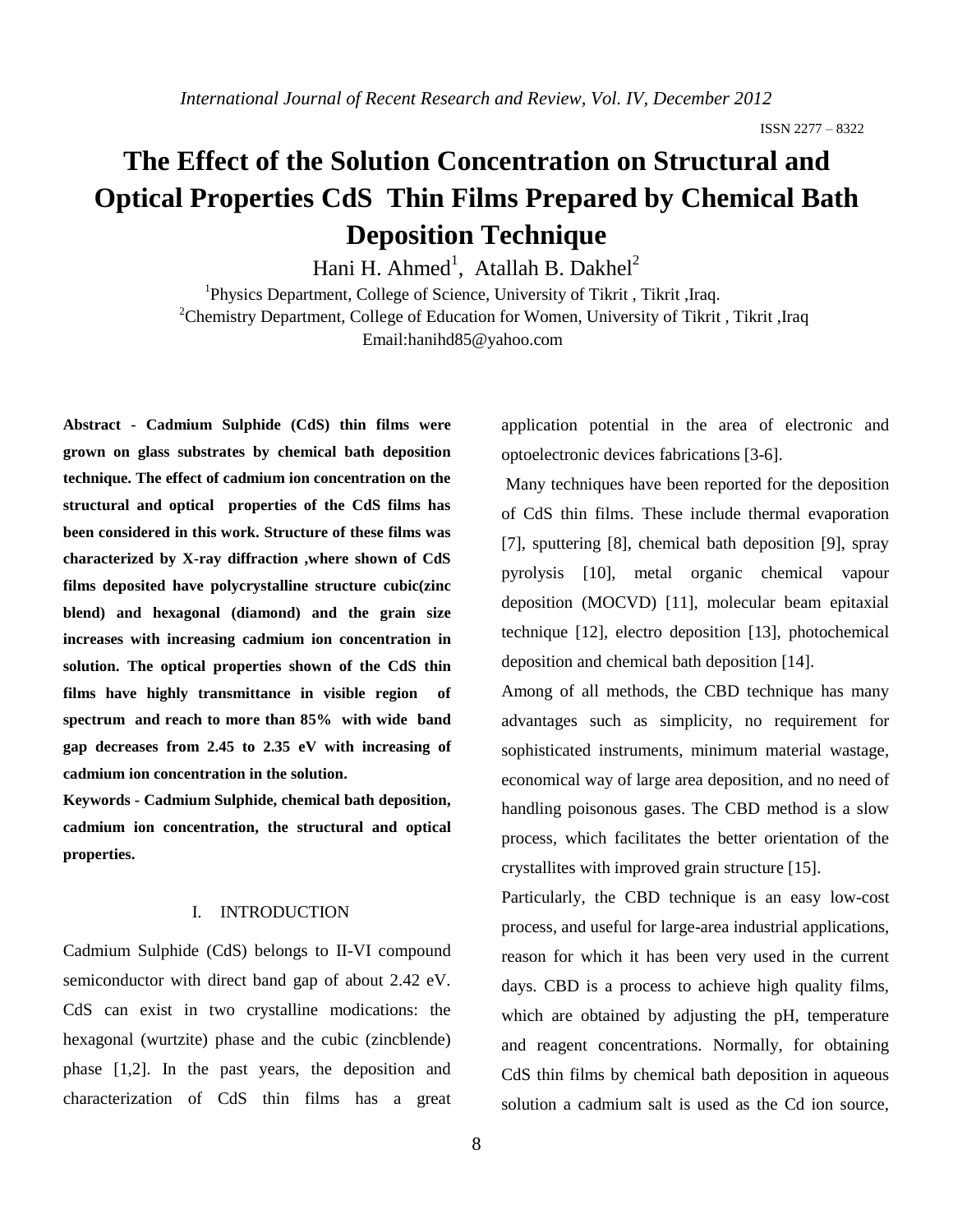# The Effect of the Solution Concentration on Structural and Optical Properties CdS Thin Films Prepared by Chemical Bath Deposition Technique

Hani H. Ahmed[1], Atallah B. Dakhel[2]

[1]Physics Department, College of Science, University of Tikrit , Tikrit ,Iraq.

[2]Chemistry Department, College of Education for Women, University of Tikrit , Tikrit ,Iraq

Email:hanihd85@yahoo.com

**Abstract - Cadmium Sulphide (CdS) thin films were grown on glass substrates by chemical bath deposition technique. The effect of cadmium ion concentration on the structural and optical properties of the CdS films has been considered in this work. Structure of these films was characterized by X-ray diffraction ,where shown of CdS films deposited have polycrystalline structure cubic(zinc blend) and hexagonal (diamond) and the grain size increases with increasing cadmium ion concentration in solution. The optical properties shown of the CdS thin films have highly transmittance in visible region of spectrum and reach to more than 85% with wide band gap decreases from 2.45 to 2.35 eV with increasing of cadmium ion concentration in the solution.**

**Keywords - Cadmium Sulphide, chemical bath deposition, cadmium ion concentration, the structural and optical properties.**

## I. INTRODUCTION

Cadmium Sulphide (CdS) belongs to II-VI compound semiconductor with direct band gap of about 2.42 eV. CdS can exist in two crystalline modications: the hexagonal (wurtzite) phase and the cubic (zincblende) phase [1,2]. In the past years, the deposition and characterization of CdS thin films has a great application potential in the area of electronic and optoelectronic devices fabrications [3-6].

Many techniques have been reported for the deposition of CdS thin films. These include thermal evaporation [7], sputtering [8], chemical bath deposition [9], spray pyrolysis [10], metal organic chemical vapour deposition (MOCVD) [11], molecular beam epitaxial technique [12], electro deposition [13], photochemical deposition and chemical bath deposition [14].

Among of all methods, the CBD technique has many advantages such as simplicity, no requirement for sophisticated instruments, minimum material wastage, economical way of large area deposition, and no need of handling poisonous gases. The CBD method is a slow process, which facilitates the better orientation of the crystallites with improved grain structure [15].

Particularly, the CBD technique is an easy low-cost process, and useful for large-area industrial applications, reason for which it has been very used in the current days. CBD is a process to achieve high quality films, which are obtained by adjusting the pH, temperature and reagent concentrations. Normally, for obtaining CdS thin films by chemical bath deposition in aqueous solution a cadmium salt is used as the Cd ion source,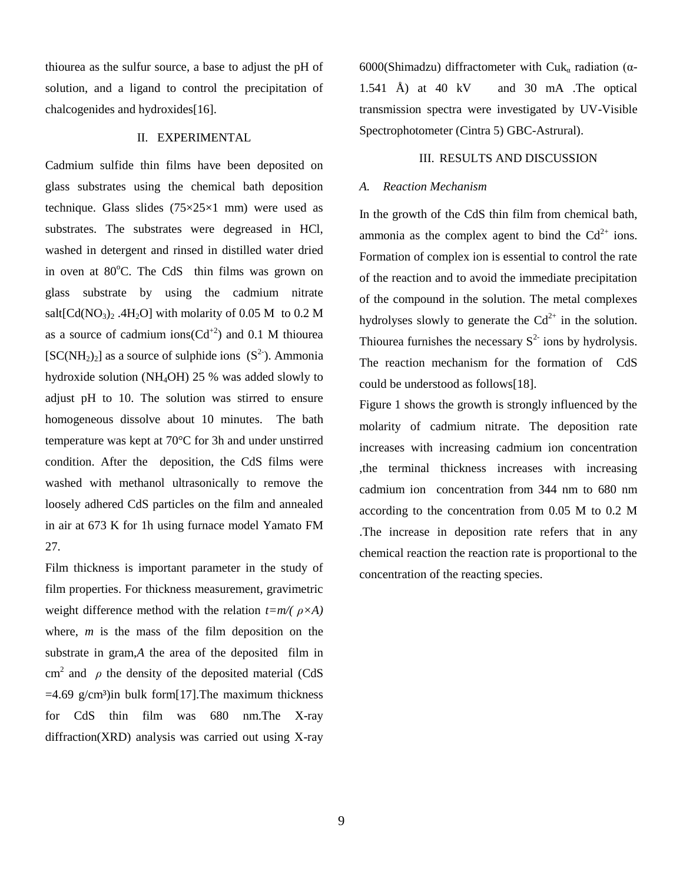thiourea as the sulfur source, a base to adjust the pH of solution, and a ligand to control the precipitation of chalcogenides and hydroxides[16].

## II. EXPERIMENTAL

Cadmium sulfide thin films have been deposited on glass substrates using the chemical bath deposition technique. Glass slides (75×25×1 mm) were used as substrates. The substrates were degreased in HCl, washed in detergent and rinsed in distilled water dried in oven at 80°C. The CdS thin films was grown on glass substrate by using the cadmium nitrate salt[$Cd(NO_3)_2 .4H_2O$] with molarity of 0.05 M to 0.2 M as a source of cadmium ions($Cd^{+2}$) and 0.1 M thiourea [$SC(NH_2)_2$] as a source of sulphide ions ($S^{2-}$). Ammonia hydroxide solution ($NH_4OH$) 25 % was added slowly to adjust pH to 10. The solution was stirred to ensure homogeneous dissolve about 10 minutes. The bath temperature was kept at 70°C for 3h and under unstirred condition. After the deposition, the CdS films were washed with methanol ultrasonically to remove the loosely adhered CdS particles on the film and annealed in air at 673 K for 1h using furnace model Yamato FM 27.

Film thickness is important parameter in the study of film properties. For thickness measurement, gravimetric weight difference method with the relation $t=m/(\rho \times A)$ where, $m$ is the mass of the film deposition on the substrate in gram,$A$ the area of the deposited film in $cm^2$ and $\rho$ the density of the deposited material (CdS =4.69 g/cm³)in bulk form[17].The maximum thickness for CdS thin film was 680 nm.The X-ray diffraction(XRD) analysis was carried out using X-ray 6000(Shimadzu) diffractometer with $Cuk_\alpha$ radiation (α-1.541 Å) at 40 kV and 30 mA .The optical transmission spectra were investigated by UV-Visible Spectrophotometer (Cintra 5) GBC-Astrural).

## III. RESULTS AND DISCUSSION

### *A. Reaction Mechanism*

In the growth of the CdS thin film from chemical bath, ammonia as the complex agent to bind the $Cd^{2+}$ ions. Formation of complex ion is essential to control the rate of the reaction and to avoid the immediate precipitation of the compound in the solution. The metal complexes hydrolyses slowly to generate the $Cd^{2+}$ in the solution. Thiourea furnishes the necessary $S^{2-}$ ions by hydrolysis. The reaction mechanism for the formation of CdS could be understood as follows[18].

Figure 1 shows the growth is strongly influenced by the molarity of cadmium nitrate. The deposition rate increases with increasing cadmium ion concentration ,the terminal thickness increases with increasing cadmium ion concentration from 344 nm to 680 nm according to the concentration from 0.05 M to 0.2 M .The increase in deposition rate refers that in any chemical reaction the reaction rate is proportional to the concentration of the reacting species.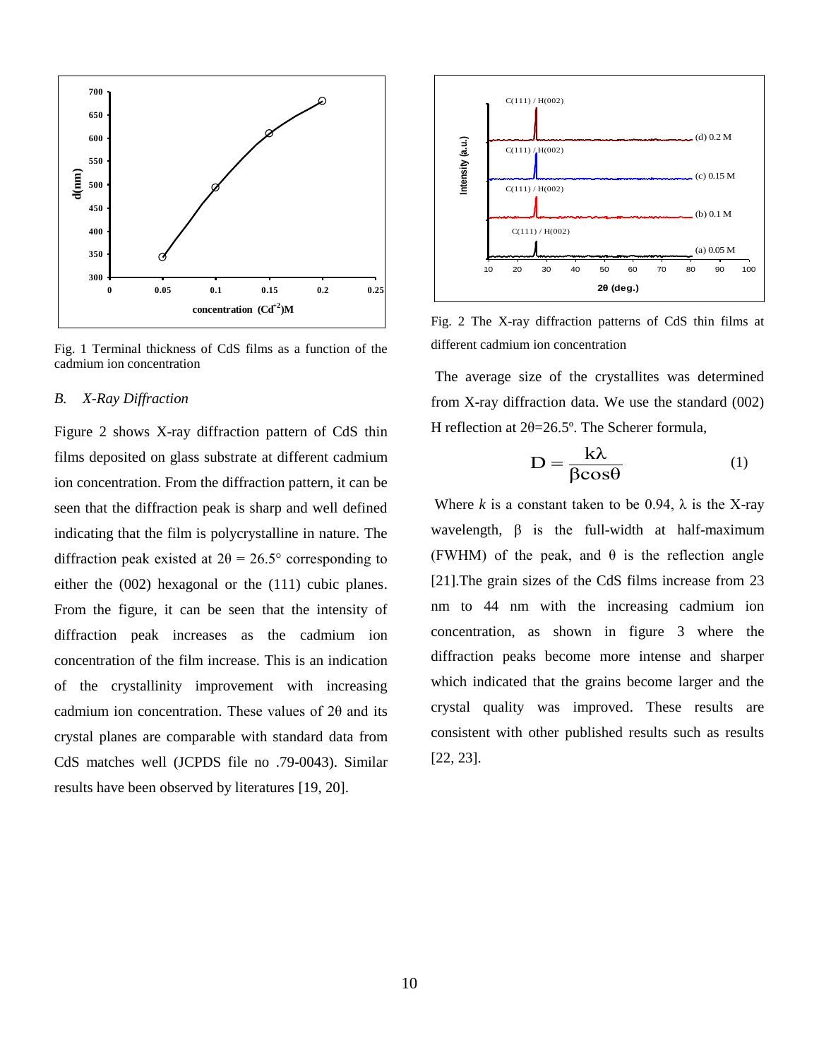Fig. 1 Terminal thickness of CdS films as a function of the cadmium ion concentration

### *B. X-Ray Diffraction*

Figure 2 shows X-ray diffraction pattern of CdS thin films deposited on glass substrate at different cadmium ion concentration. From the diffraction pattern, it can be seen that the diffraction peak is sharp and well defined indicating that the film is polycrystalline in nature. The diffraction peak existed at $2\theta = 26.5°$ corresponding to either the (002) hexagonal or the (111) cubic planes. From the figure, it can be seen that the intensity of diffraction peak increases as the cadmium ion concentration of the film increase. This is an indication of the crystallinity improvement with increasing cadmium ion concentration. These values of $2\theta$ and its crystal planes are comparable with standard data from CdS matches well (JCPDS file no .79-0043). Similar results have been observed by literatures [19, 20].

Fig. 2 The X-ray diffraction patterns of CdS thin films at different cadmium ion concentration

The average size of the crystallites was determined from X-ray diffraction data. We use the standard (002) H reflection at $2\theta=26.5°$. The Scherer formula,

$$D = \frac{k\lambda}{\beta\cos\theta} \qquad (1)$$

Where *k* is a constant taken to be 0.94, $\lambda$ is the X-ray wavelength, $\beta$ is the full-width at half-maximum (FWHM) of the peak, and $\theta$ is the reflection angle [21].The grain sizes of the CdS films increase from 23 nm to 44 nm with the increasing cadmium ion concentration, as shown in figure 3 where the diffraction peaks become more intense and sharper which indicated that the grains become larger and the crystal quality was improved. These results are consistent with other published results such as results [22, 23].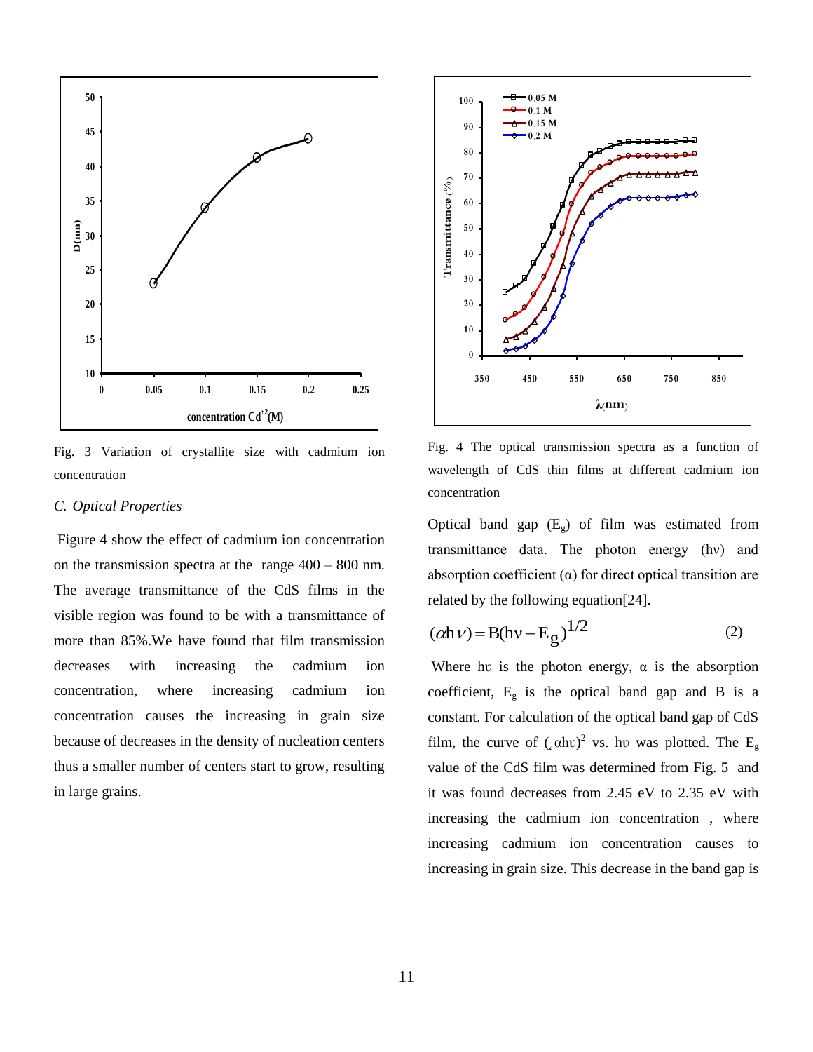Fig. 3 Variation of crystallite size with cadmium ion concentration

Fig. 4 The optical transmission spectra as a function of wavelength of CdS thin films at different cadmium ion concentration

### C. Optical Properties

Figure 4 show the effect of cadmium ion concentration on the transmission spectra at the range 400 – 800 nm. The average transmittance of the CdS films in the visible region was found to be with a transmittance of more than 85%.We have found that film transmission decreases with increasing the cadmium ion concentration, where increasing cadmium ion concentration causes the increasing in grain size because of decreases in the density of nucleation centers thus a smaller number of centers start to grow, resulting in large grains.

Optical band gap ($E_g$) of film was estimated from transmittance data. The photon energy (hν) and absorption coefficient (α) for direct optical transition are related by the following equation[24].

$$(\alpha h\nu) = B(h\nu - E_g)^{1/2} \qquad (2)$$

Where hυ is the photon energy, α is the absorption coefficient, $E_g$ is the optical band gap and B is a constant. For calculation of the optical band gap of CdS film, the curve of $(\alpha h\upsilon)^2$ vs. hυ was plotted. The $E_g$ value of the CdS film was determined from Fig. 5 and it was found decreases from 2.45 eV to 2.35 eV with increasing the cadmium ion concentration , where increasing cadmium ion concentration causes to increasing in grain size. This decrease in the band gap is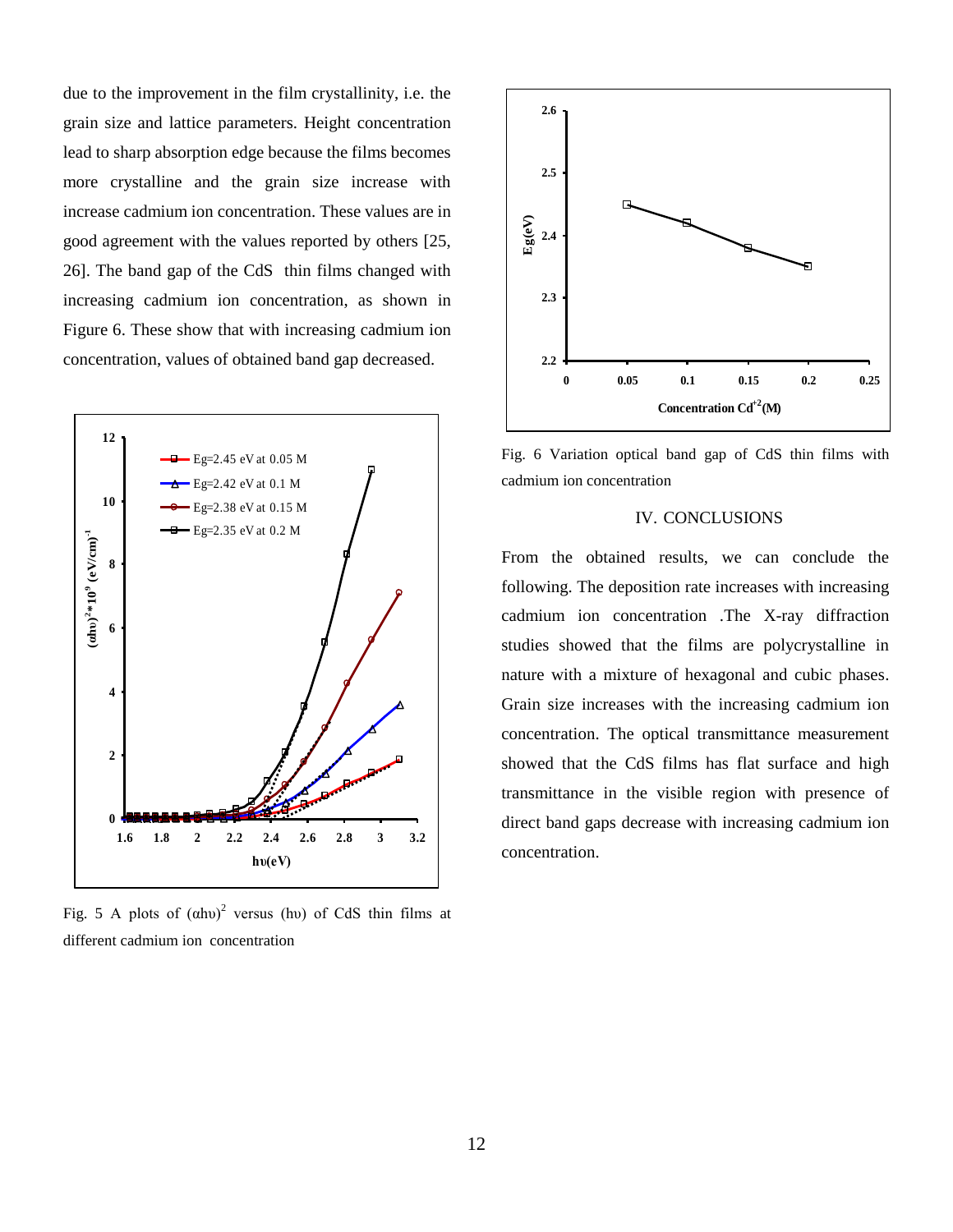due to the improvement in the film crystallinity, i.e. the grain size and lattice parameters. Height concentration lead to sharp absorption edge because the films becomes more crystalline and the grain size increase with increase cadmium ion concentration. These values are in good agreement with the values reported by others [25, 26]. The band gap of the CdS thin films changed with increasing cadmium ion concentration, as shown in Figure 6. These show that with increasing cadmium ion concentration, values of obtained band gap decreased.

Fig. 5 A plots of $(\alpha h\upsilon)^2$ versus $(h\upsilon)$ of CdS thin films at different cadmium ion concentration

Fig. 6 Variation optical band gap of CdS thin films with cadmium ion concentration

## IV. CONCLUSIONS

From the obtained results, we can conclude the following. The deposition rate increases with increasing cadmium ion concentration .The X-ray diffraction studies showed that the films are polycrystalline in nature with a mixture of hexagonal and cubic phases. Grain size increases with the increasing cadmium ion concentration. The optical transmittance measurement showed that the CdS films has flat surface and high transmittance in the visible region with presence of direct band gaps decrease with increasing cadmium ion concentration.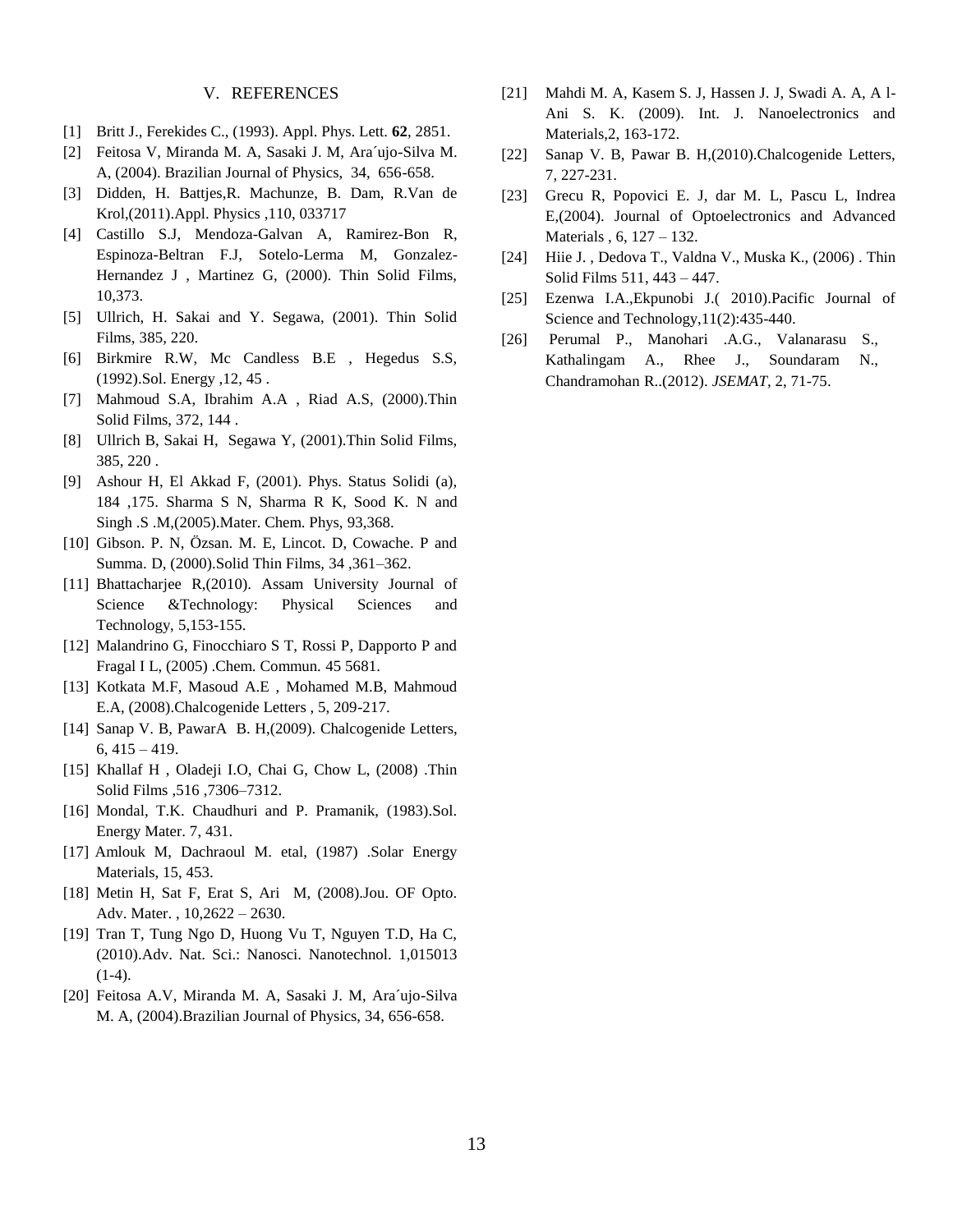## V. REFERENCES

[1] Britt J., Ferekides C., (1993). Appl. Phys. Lett. **62**, 2851.

[2] Feitosa V, Miranda M. A, Sasaki J. M, Ara´ujo-Silva M. A, (2004). Brazilian Journal of Physics, 34, 656-658.

[3] Didden, H. Battjes,R. Machunze, B. Dam, R.Van de Krol,(2011).Appl. Physics ,110, 033717

[4] Castillo S.J, Mendoza-Galvan A, Ramirez-Bon R, Espinoza-Beltran F.J, Sotelo-Lerma M, Gonzalez-Hernandez J , Martinez G, (2000). Thin Solid Films, 10,373.

[5] Ullrich, H. Sakai and Y. Segawa, (2001). Thin Solid Films, 385, 220.

[6] Birkmire R.W, Mc Candless B.E , Hegedus S.S, (1992).Sol. Energy ,12, 45 .

[7] Mahmoud S.A, Ibrahim A.A , Riad A.S, (2000).Thin Solid Films, 372, 144 .

[8] Ullrich B, Sakai H, Segawa Y, (2001).Thin Solid Films, 385, 220 .

[9] Ashour H, El Akkad F, (2001). Phys. Status Solidi (a), 184 ,175. Sharma S N, Sharma R K, Sood K. N and Singh .S .M,(2005).Mater. Chem. Phys, 93,368.

[10] Gibson. P. N, Özsan. M. E, Lincot. D, Cowache. P and Summa. D, (2000).Solid Thin Films, 34 ,361–362.

[11] Bhattacharjee R,(2010). Assam University Journal of Science &Technology: Physical Sciences and Technology, 5,153-155.

[12] Malandrino G, Finocchiaro S T, Rossi P, Dapporto P and Fragal I L, (2005) .Chem. Commun. 45 5681.

[13] Kotkata M.F, Masoud A.E , Mohamed M.B, Mahmoud E.A, (2008).Chalcogenide Letters , 5, 209-217.

[14] Sanap V. B, PawarA B. H,(2009). Chalcogenide Letters, 6, 415 – 419.

[15] Khallaf H , Oladeji I.O, Chai G, Chow L, (2008) .Thin Solid Films ,516 ,7306–7312.

[16] Mondal, T.K. Chaudhuri and P. Pramanik, (1983).Sol. Energy Mater. 7, 431.

[17] Amlouk M, Dachraoul M. etal, (1987) .Solar Energy Materials, 15, 453.

[18] Metin H, Sat F, Erat S, Ari M, (2008).Jou. OF Opto. Adv. Mater. , 10,2622 – 2630.

[19] Tran T, Tung Ngo D, Huong Vu T, Nguyen T.D, Ha C, (2010).Adv. Nat. Sci.: Nanosci. Nanotechnol. 1,015013 (1-4).

[20] Feitosa A.V, Miranda M. A, Sasaki J. M, Ara´ujo-Silva M. A, (2004).Brazilian Journal of Physics, 34, 656-658.

[21] Mahdi M. A, Kasem S. J, Hassen J. J, Swadi A. A, A l-Ani S. K. (2009). Int. J. Nanoelectronics and Materials,2, 163-172.

[22] Sanap V. B, Pawar B. H,(2010).Chalcogenide Letters, 7, 227-231.

[23] Grecu R, Popovici E. J, dar M. L, Pascu L, Indrea E,(2004). Journal of Optoelectronics and Advanced Materials , 6, 127 – 132.

[24] Hiie J. , Dedova T., Valdna V., Muska K., (2006) . Thin Solid Films 511, 443 – 447.

[25] Ezenwa I.A.,Ekpunobi J.( 2010).Pacific Journal of Science and Technology,11(2):435-440.

[26] Perumal P., Manohari .A.G., Valanarasu S., Kathalingam A., Rhee J., Soundaram N., Chandramohan R..(2012). *JSEMAT*, 2, 71-75.